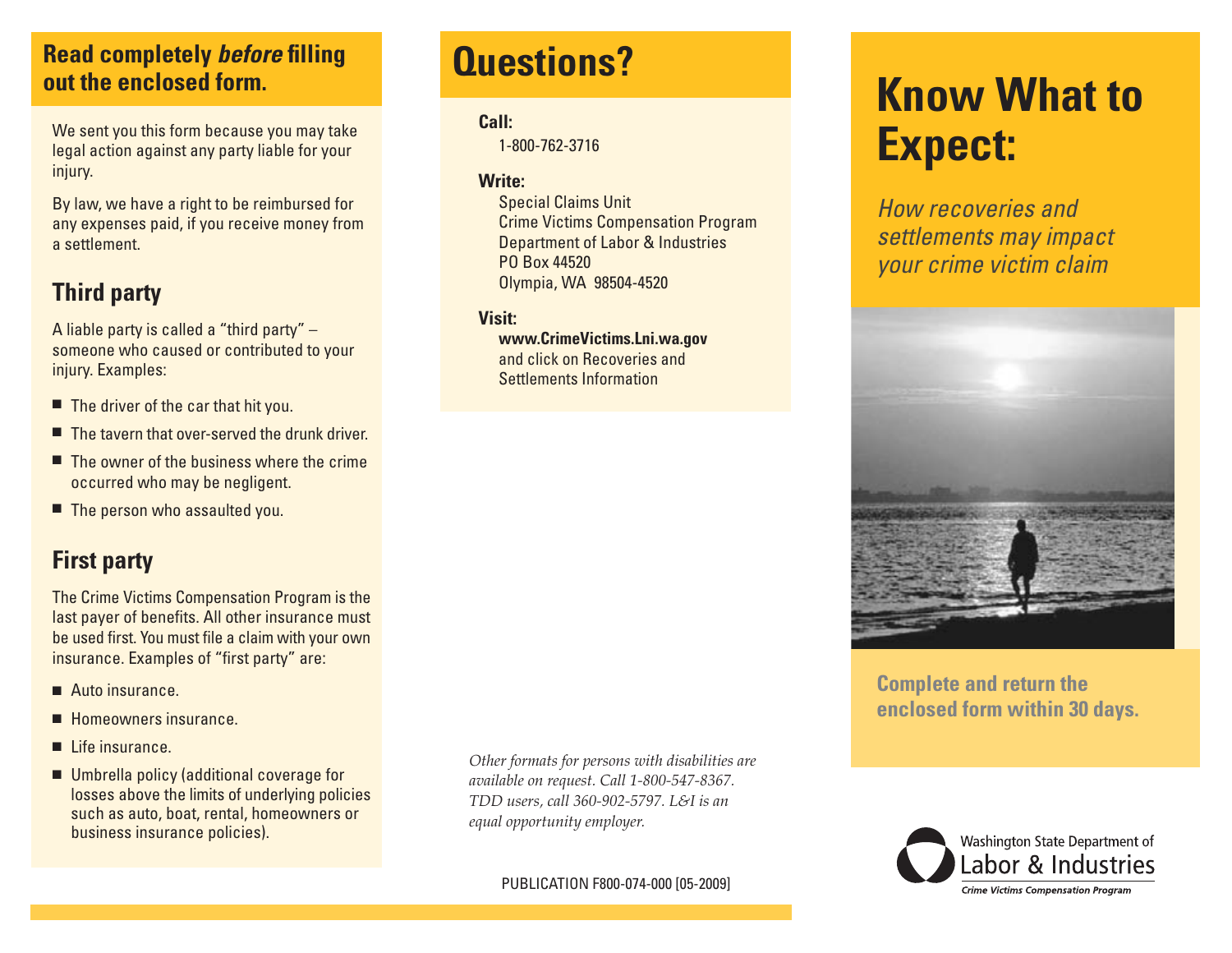**Read completely *before* filling out the enclosed form.**

We sent you this form because you may take legal action against any party liable for your injury.

By law, we have a right to be reimbursed for any expenses paid, if you receive money from a settlement.

## Third party

A liable party is called a "third party" – someone who caused or contributed to your injury. Examples:

- The driver of the car that hit you.
- The tavern that over-served the drunk driver.
- The owner of the business where the crime occurred who may be negligent.
- The person who assaulted you.

## First party

The Crime Victims Compensation Program is the last payer of benefits. All other insurance must be used first. You must file a claim with your own insurance. Examples of "first party" are:

- Auto insurance.
- Homeowners insurance.
- Life insurance.
- Umbrella policy (additional coverage for losses above the limits of underlying policies such as auto, boat, rental, homeowners or business insurance policies).

# Questions?

**Call:**
1-800-762-3716

**Write:**
Special Claims Unit
Crime Victims Compensation Program
Department of Labor & Industries
PO Box 44520
Olympia, WA 98504-4520

**Visit:**
**www.CrimeVictims.Lni.wa.gov**
and click on Recoveries and Settlements Information

*Other formats for persons with disabilities are available on request. Call 1-800-547-8367. TDD users, call 360-902-5797. L&I is an equal opportunity employer.*

PUBLICATION F800-074-000 [05-2009]

# Know What to Expect:

*How recoveries and settlements may impact your crime victim claim*

**Complete and return the enclosed form within 30 days.**

Washington State Department of Labor & Industries
*Crime Victims Compensation Program*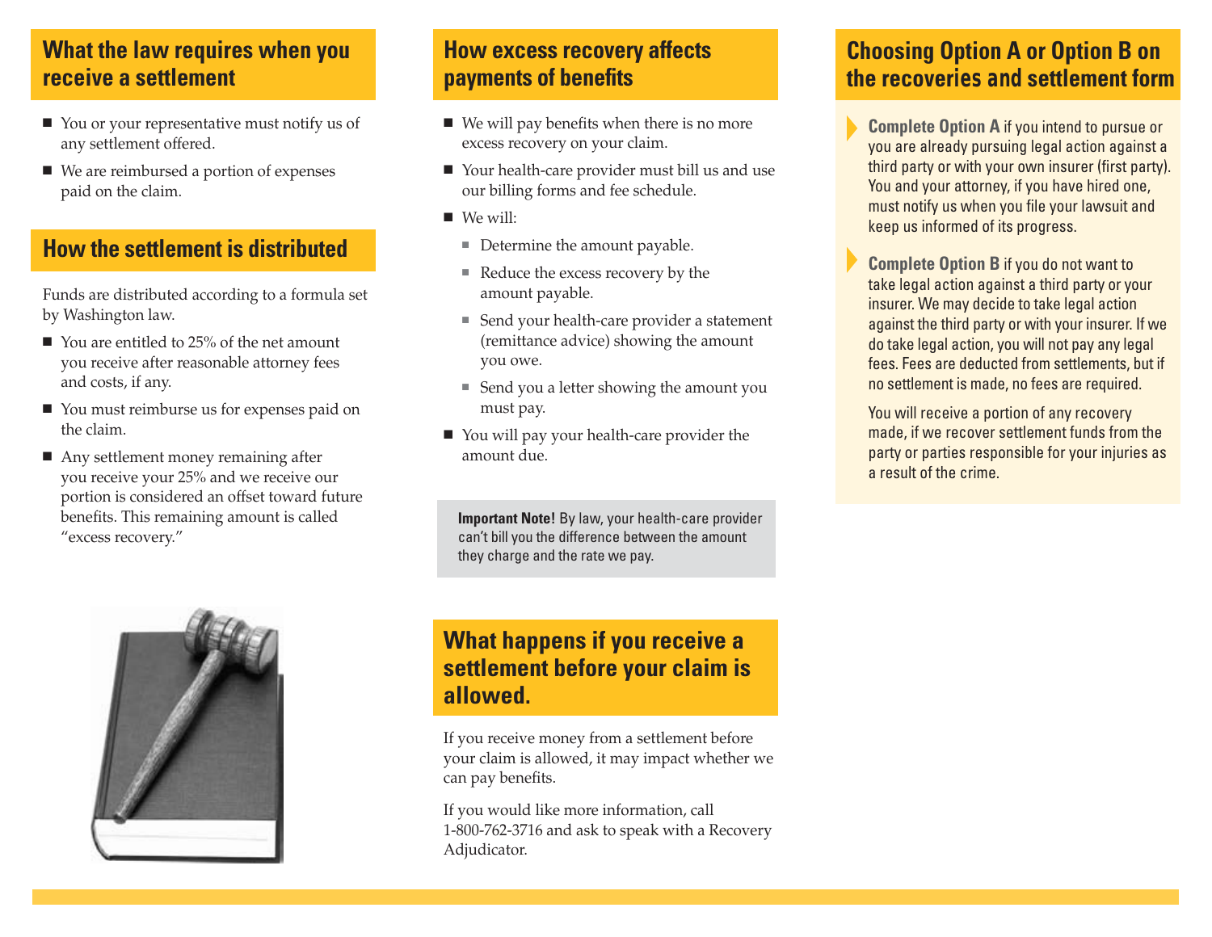## What the law requires when you receive a settlement

- You or your representative must notify us of any settlement offered.
- We are reimbursed a portion of expenses paid on the claim.

## How the settlement is distributed

Funds are distributed according to a formula set by Washington law.

- You are entitled to 25% of the net amount you receive after reasonable attorney fees and costs, if any.
- You must reimburse us for expenses paid on the claim.
- Any settlement money remaining after you receive your 25% and we receive our portion is considered an offset toward future benefits. This remaining amount is called "excess recovery."

## How excess recovery affects payments of benefits

- We will pay benefits when there is no more excess recovery on your claim.
- Your health-care provider must bill us and use our billing forms and fee schedule.
- We will:
  - Determine the amount payable.
  - Reduce the excess recovery by the amount payable.
  - Send your health-care provider a statement (remittance advice) showing the amount you owe.
  - Send you a letter showing the amount you must pay.
- You will pay your health-care provider the amount due.

**Important Note!** By law, your health-care provider can't bill you the difference between the amount they charge and the rate we pay.

## What happens if you receive a settlement before your claim is allowed.

If you receive money from a settlement before your claim is allowed, it may impact whether we can pay benefits.

If you would like more information, call 1-800-762-3716 and ask to speak with a Recovery Adjudicator.

## Choosing Option A or Option B on the recoveries and settlement form

- **Complete Option A** if you intend to pursue or you are already pursuing legal action against a third party or with your own insurer (first party). You and your attorney, if you have hired one, must notify us when you file your lawsuit and keep us informed of its progress.
- **Complete Option B** if you do not want to take legal action against a third party or your insurer. We may decide to take legal action against the third party or with your insurer. If we do take legal action, you will not pay any legal fees. Fees are deducted from settlements, but if no settlement is made, no fees are required.

  You will receive a portion of any recovery made, if we recover settlement funds from the party or parties responsible for your injuries as a result of the crime.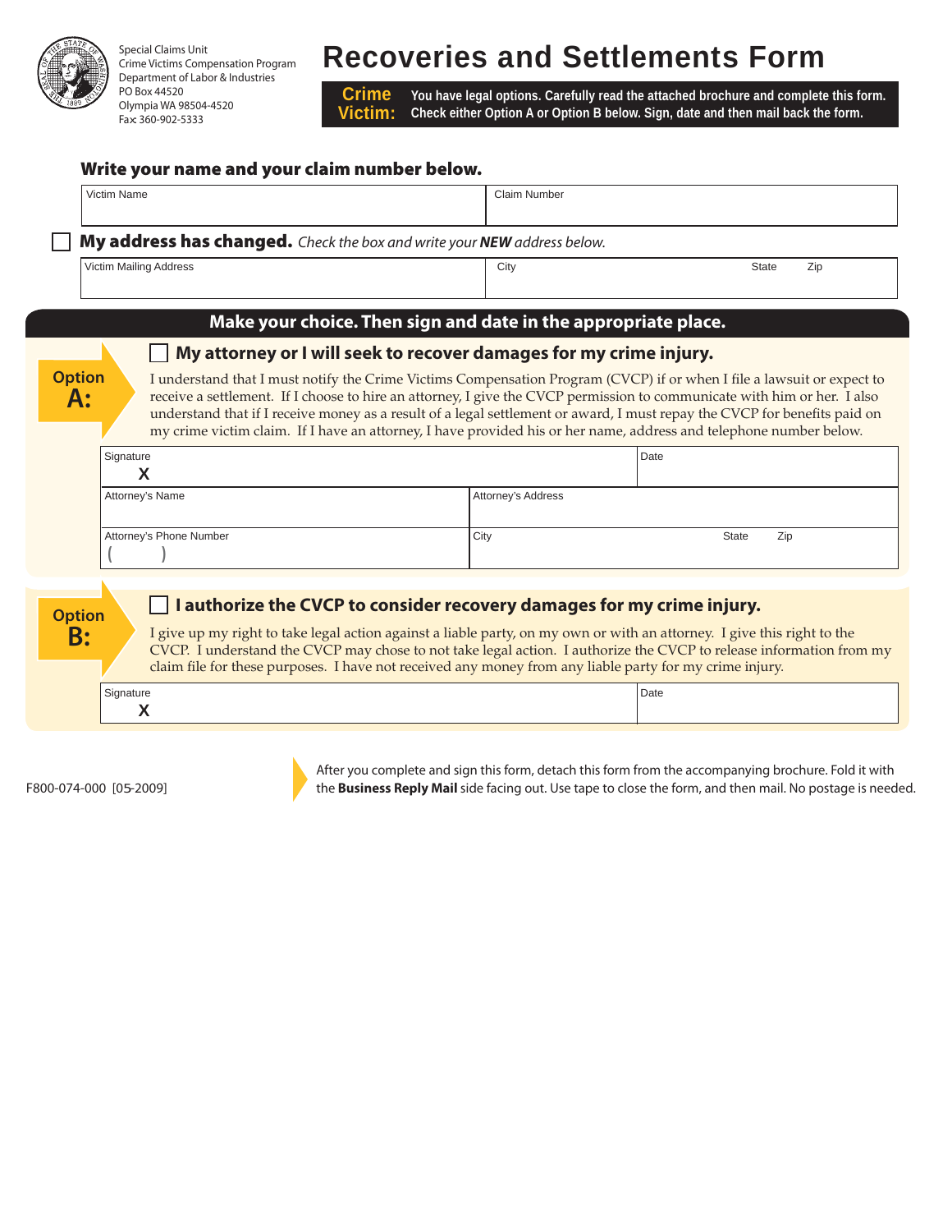Special Claims Unit
Crime Victims Compensation Program
Department of Labor & Industries
PO Box 44520
Olympia WA 98504-4520
Fax: 360-902-5333

# Recoveries and Settlements Form

**Crime Victim:** **You have legal options. Carefully read the attached brochure and complete this form. Check either Option A or Option B below. Sign, date and then mail back the form.**

## Write your name and your claim number below.

| Victim Name | Claim Number |
|---|---|
| | |

☐ **My address has changed.** *Check the box and write your* ***NEW*** *address below.*

| Victim Mailing Address | City | State | Zip |
|---|---|---|---|
| | | | |

## Make your choice. Then sign and date in the appropriate place.

**Option A:**

☐ **My attorney or I will seek to recover damages for my crime injury.**

I understand that I must notify the Crime Victims Compensation Program (CVCP) if or when I file a lawsuit or expect to receive a settlement. If I choose to hire an attorney, I give the CVCP permission to communicate with him or her. I also understand that if I receive money as a result of a legal settlement or award, I must repay the CVCP for benefits paid on my crime victim claim. If I have an attorney, I have provided his or her name, address and telephone number below.

| Signature | | Date | | |
|---|---|---|---|---|
| X | | | | |
| Attorney's Name | Attorney's Address | | | |
| | | | | |
| Attorney's Phone Number | City | | State | Zip |
| (     ) | | | | |

**Option B:**

☐ **I authorize the CVCP to consider recovery damages for my crime injury.**

I give up my right to take legal action against a liable party, on my own or with an attorney. I give this right to the CVCP. I understand the CVCP may chose to not take legal action. I authorize the CVCP to release information from my claim file for these purposes. I have not received any money from any liable party for my crime injury.

| Signature | Date |
|---|---|
| X | |

After you complete and sign this form, detach this form from the accompanying brochure. Fold it with the **Business Reply Mail** side facing out. Use tape to close the form, and then mail. No postage is needed.

F800-074-000 [05-2009]